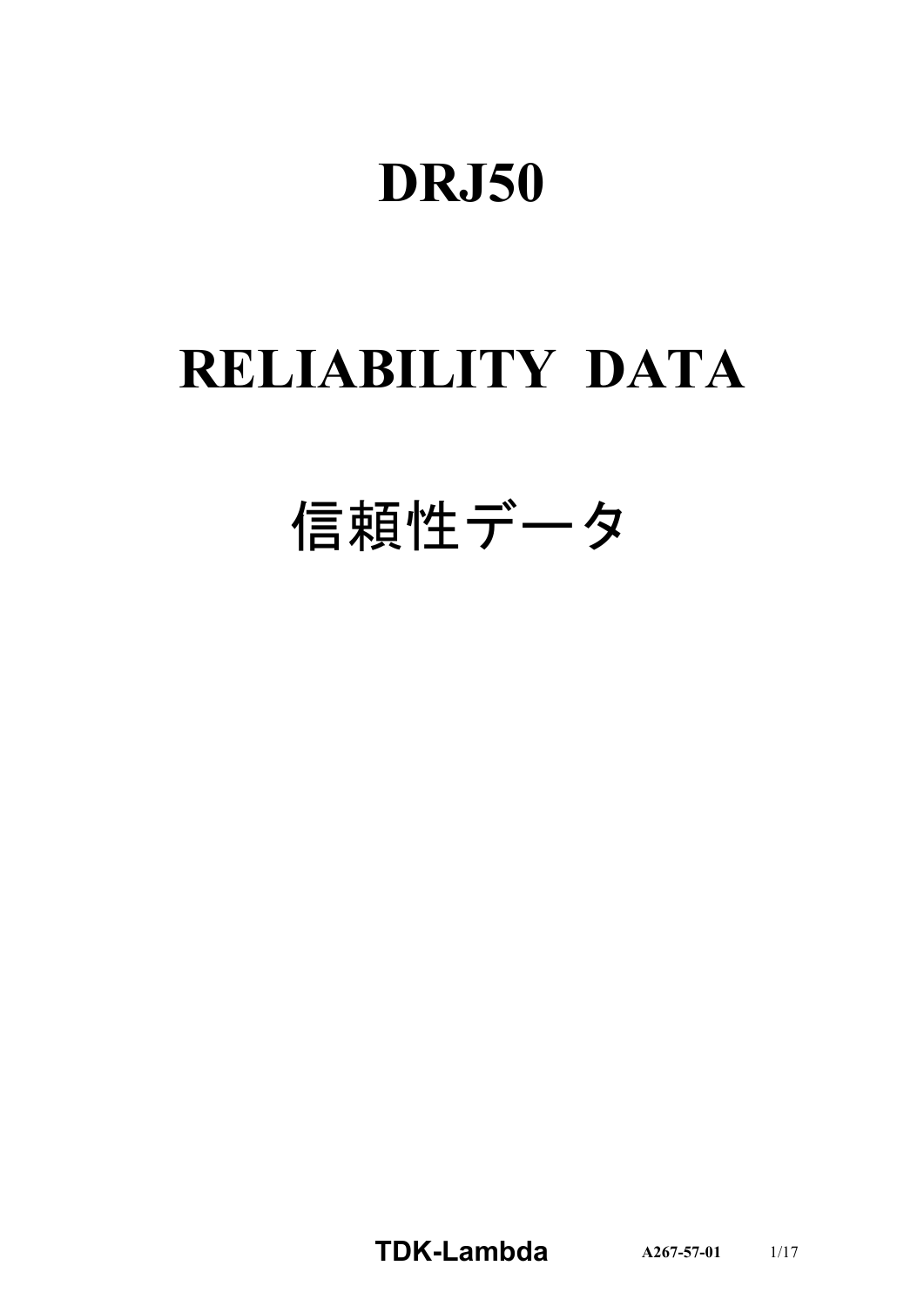# DRJ50

# RELIABILITY DATA

# 信頼性データ

TDK-Lambda A267-57-01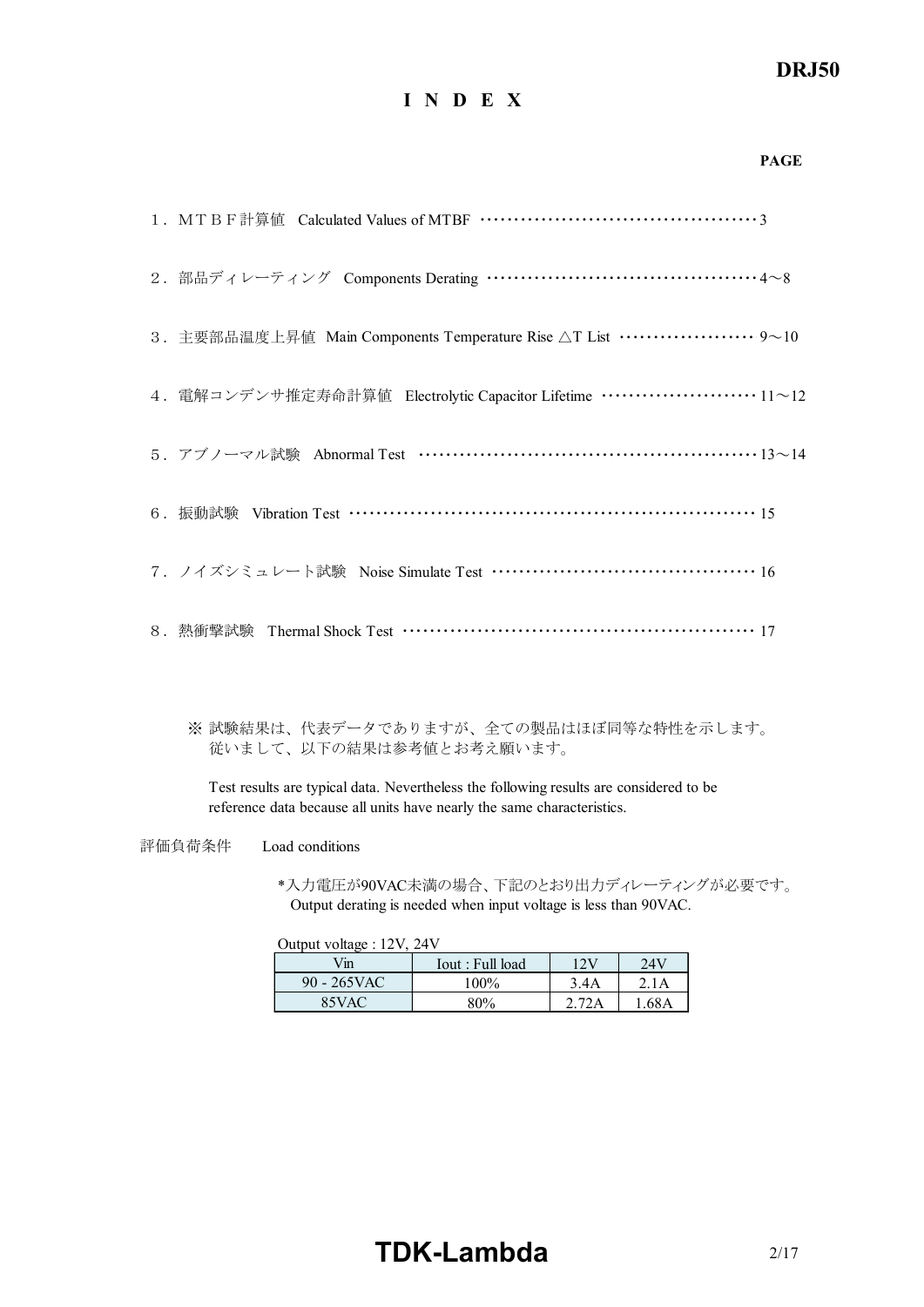# I N D E X

**PAGE**

１．ＭＴＢＦ計算値　Calculated Values of MTBF ……………………………………… 3

２．部品ディレーティング　Components Derating …………………………………… 4～8

３．主要部品温度上昇値　Main Components Temperature Rise △T List ………………… 9～10

４．電解コンデンサ推定寿命計算値　Electrolytic Capacitor Lifetime …………………… 11～12

５．アブノーマル試験　Abnormal Test ……………………………………………… 13～14

６．振動試験　Vibration Test ……………………………………………………… 15

７．ノイズシミュレート試験　Noise Simulate Test …………………………………… 16

８．熱衝撃試験　Thermal Shock Test ………………………………………………… 17

※ 試験結果は、代表データでありますが、全ての製品はほぼ同等な特性を示します。
従いまして、以下の結果は参考値とお考え願います。

Test results are typical data. Nevertheless the following results are considered to be reference data because all units have nearly the same characteristics.

評価負荷条件　Load conditions

*入力電圧が90VAC未満の場合、下記のとおり出力ディレーティングが必要です。
Output derating is needed when input voltage is less than 90VAC.

Output voltage : 12V, 24V

| Vin | Iout : Full load | 12V | 24V |
|---|---|---|---|
| 90 - 265VAC | 100% | 3.4A | 2.1A |
| 85VAC | 80% | 2.72A | 1.68A |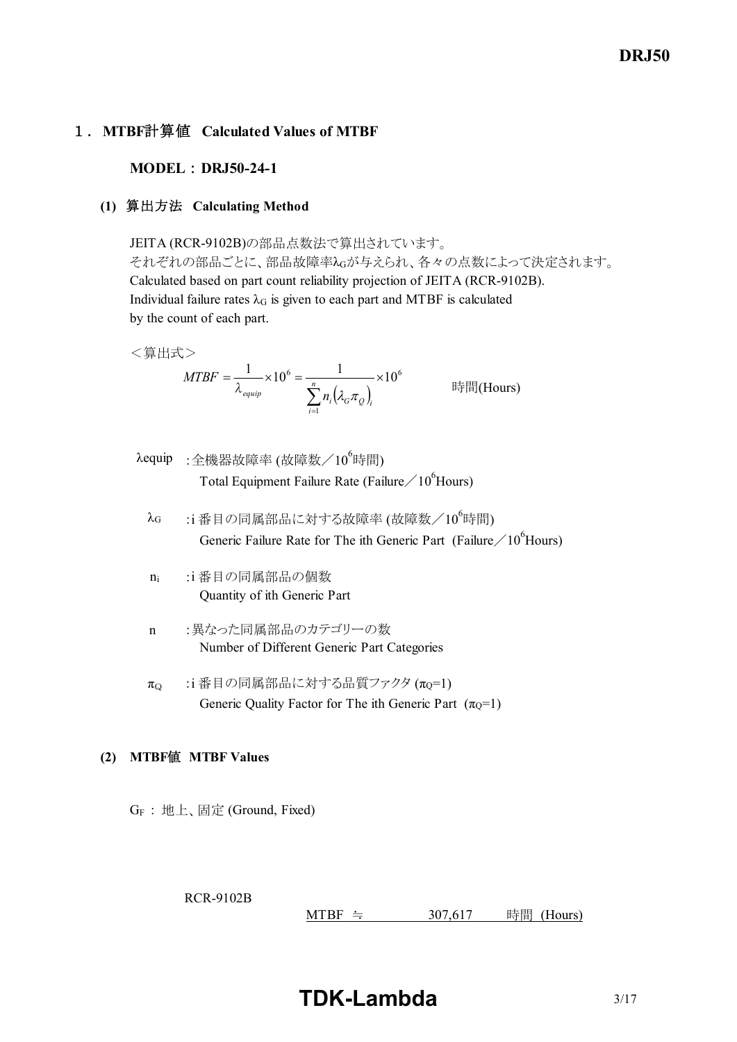## 1. MTBF計算値 Calculated Values of MTBF

### MODEL：DRJ50-24-1

#### (1) 算出方法 Calculating Method

JEITA (RCR-9102B)の部品点数法で算出されています。
それぞれの部品ごとに、部品故障率$\lambda_G$が与えられ、各々の点数によって決定されます。
Calculated based on part count reliability projection of JEITA (RCR-9102B).
Individual failure rates $\lambda_G$ is given to each part and MTBF is calculated by the count of each part.

＜算出式＞

$$MTBF = \frac{1}{\lambda_{equip}} \times 10^6 = \frac{1}{\sum_{i=1}^{n} n_i \left(\lambda_G \pi_Q\right)_i} \times 10^6 \quad \text{時間(Hours)}$$

- $\lambda_{equip}$ : 全機器故障率 (故障数／$10^6$時間)
  Total Equipment Failure Rate (Failure／$10^6$Hours)
- $\lambda_G$ : i 番目の同属部品に対する故障率 (故障数／$10^6$時間)
  Generic Failure Rate for The ith Generic Part (Failure／$10^6$Hours)
- $n_i$ : i 番目の同属部品の個数
  Quantity of ith Generic Part
- $n$ : 異なった同属部品のカテゴリーの数
  Number of Different Generic Part Categories
- $\pi_Q$ : i 番目の同属部品に対する品質ファクタ ($\pi_Q$=1)
  Generic Quality Factor for The ith Generic Part ($\pi_Q$=1)

#### (2) MTBF値 MTBF Values

$G_F$ : 地上、固定 (Ground, Fixed)

RCR-9102B

MTBF ≒ 307,617 時間 (Hours)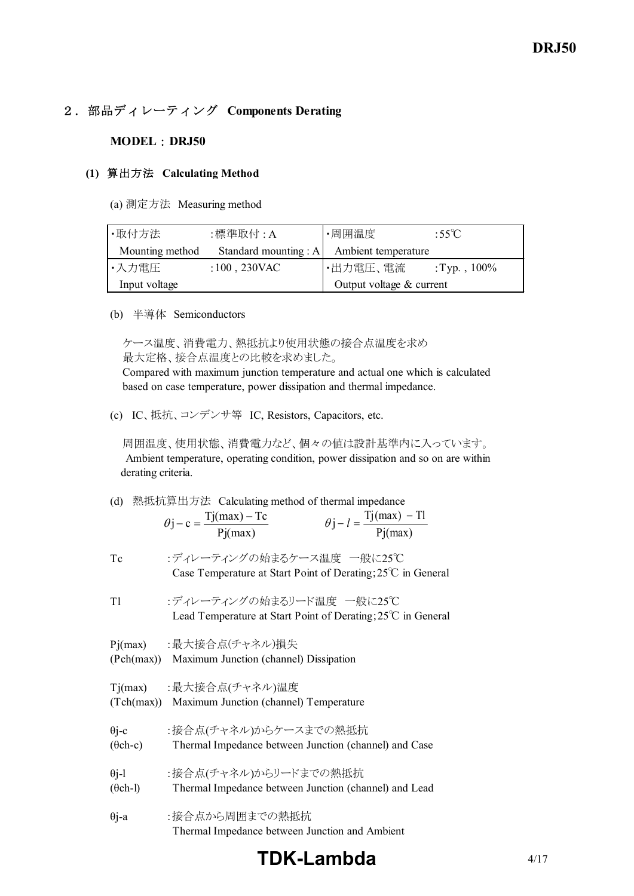## 2．部品ディレーティング Components Derating

### MODEL：DRJ50

#### (1) 算出方法 Calculating Method

(a) 測定方法 Measuring method

| ・取付方法 Mounting method | :標準取付 : A Standard mounting : A | ・周囲温度 Ambient temperature | :55℃ |
|---|---|---|---|
| ・入力電圧 Input voltage | :100 , 230VAC | ・出力電圧、電流 Output voltage & current | :Typ. , 100% |

(b) 半導体 Semiconductors

ケース温度、消費電力、熱抵抗より使用状態の接合点温度を求め最大定格、接合点温度との比較を求めました。
Compared with maximum junction temperature and actual one which is calculated based on case temperature, power dissipation and thermal impedance.

(c) IC、抵抗、コンデンサ等 IC, Resistors, Capacitors, etc.

周囲温度、使用状態、消費電力など、個々の値は設計基準内に入っています。
Ambient temperature, operating condition, power dissipation and so on are within derating criteria.

(d) 熱抵抗算出方法 Calculating method of thermal impedance

$$\theta j-c = \frac{Tj(max) - Tc}{Pj(max)} \qquad \theta j-l = \frac{Tj(max) - Tl}{Pj(max)}$$

Tc :ディレーティングの始まるケース温度 一般に25℃
Case Temperature at Start Point of Derating;25℃ in General

Tl :ディレーティングの始まるリード温度 一般に25℃
Lead Temperature at Start Point of Derating;25℃ in General

Pj(max) (Pch(max)) :最大接合点(チャネル)損失
Maximum Junction (channel) Dissipation

Tj(max) (Tch(max)) :最大接合点(チャネル)温度
Maximum Junction (channel) Temperature

θj-c (θch-c) :接合点(チャネル)からケースまでの熱抵抗
Thermal Impedance between Junction (channel) and Case

θj-l (θch-l) :接合点(チャネル)からリードまでの熱抵抗
Thermal Impedance between Junction (channel) and Lead

θj-a :接合点から周囲までの熱抵抗
Thermal Impedance between Junction and Ambient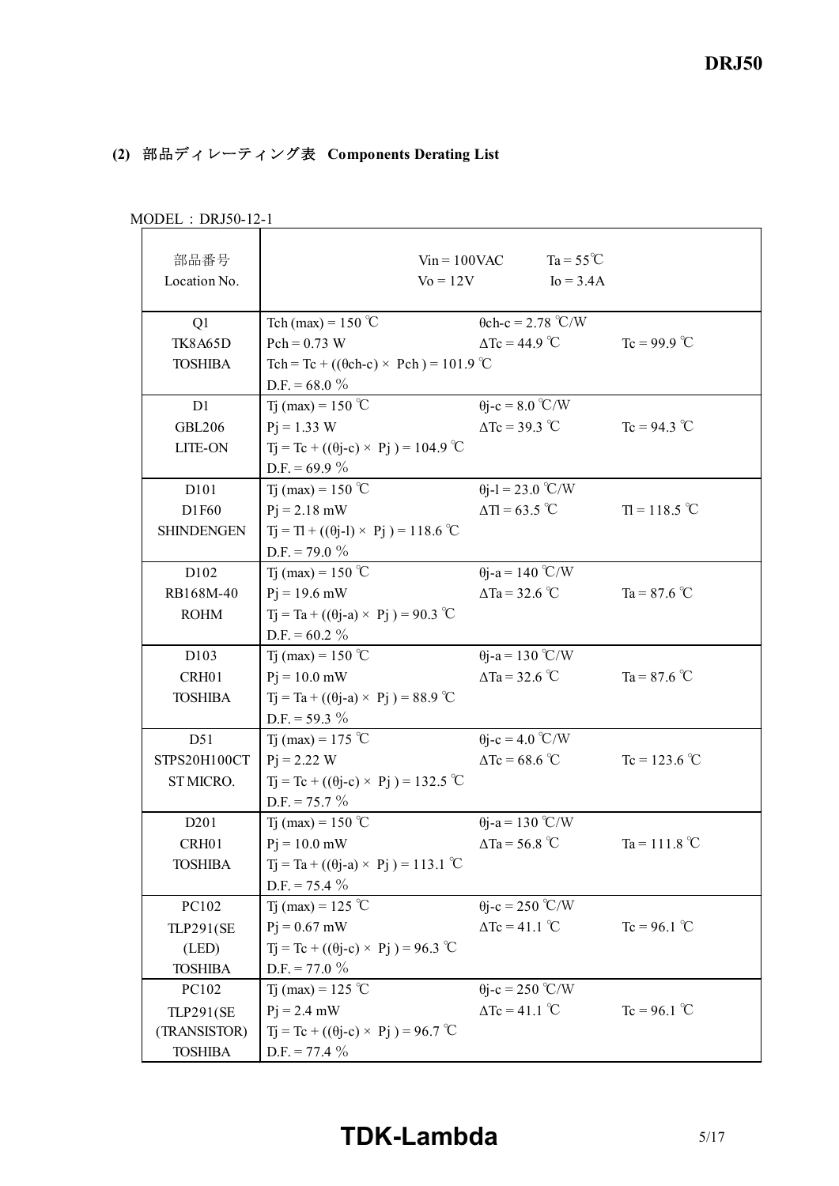## (2) 部品ディレーティング表 Components Derating List

MODEL : DRJ50-12-1

| 部品番号<br>Location No. | Vin = 100VAC　Ta = 55℃<br>Vo = 12V　Io = 3.4A | | |
|---|---|---|---|
| Q1<br>TK8A65D<br>TOSHIBA | Tch (max) = 150 ℃<br>Pch = 0.73 W<br>Tch = Tc + ((θch-c) × Pch ) = 101.9 ℃<br>D.F. = 68.0 % | θch-c = 2.78 ℃/W<br>ΔTc = 44.9 ℃ | <br>Tc = 99.9 ℃ |
| D1<br>GBL206<br>LITE-ON | Tj (max) = 150 ℃<br>Pj = 1.33 W<br>Tj = Tc + ((θj-c) × Pj ) = 104.9 ℃<br>D.F. = 69.9 % | θj-c = 8.0 ℃/W<br>ΔTc = 39.3 ℃ | <br>Tc = 94.3 ℃ |
| D101<br>D1F60<br>SHINDENGEN | Tj (max) = 150 ℃<br>Pj = 2.18 mW<br>Tj = Tl + ((θj-l) × Pj ) = 118.6 ℃<br>D.F. = 79.0 % | θj-l = 23.0 ℃/W<br>ΔTl = 63.5 ℃ | <br>Tl = 118.5 ℃ |
| D102<br>RB168M-40<br>ROHM | Tj (max) = 150 ℃<br>Pj = 19.6 mW<br>Tj = Ta + ((θj-a) × Pj ) = 90.3 ℃<br>D.F. = 60.2 % | θj-a = 140 ℃/W<br>ΔTa = 32.6 ℃ | <br>Ta = 87.6 ℃ |
| D103<br>CRH01<br>TOSHIBA | Tj (max) = 150 ℃<br>Pj = 10.0 mW<br>Tj = Ta + ((θj-a) × Pj ) = 88.9 ℃<br>D.F. = 59.3 % | θj-a = 130 ℃/W<br>ΔTa = 32.6 ℃ | <br>Ta = 87.6 ℃ |
| D51<br>STPS20H100CT<br>ST MICRO. | Tj (max) = 175 ℃<br>Pj = 2.22 W<br>Tj = Tc + ((θj-c) × Pj ) = 132.5 ℃<br>D.F. = 75.7 % | θj-c = 4.0 ℃/W<br>ΔTc = 68.6 ℃ | <br>Tc = 123.6 ℃ |
| D201<br>CRH01<br>TOSHIBA | Tj (max) = 150 ℃<br>Pj = 10.0 mW<br>Tj = Ta + ((θj-a) × Pj ) = 113.1 ℃<br>D.F. = 75.4 % | θj-a = 130 ℃/W<br>ΔTa = 56.8 ℃ | <br>Ta = 111.8 ℃ |
| PC102<br>TLP291(SE<br>(LED)<br>TOSHIBA | Tj (max) = 125 ℃<br>Pj = 0.67 mW<br>Tj = Tc + ((θj-c) × Pj ) = 96.3 ℃<br>D.F. = 77.0 % | θj-c = 250 ℃/W<br>ΔTc = 41.1 ℃ | <br>Tc = 96.1 ℃ |
| PC102<br>TLP291(SE<br>(TRANSISTOR)<br>TOSHIBA | Tj (max) = 125 ℃<br>Pj = 2.4 mW<br>Tj = Tc + ((θj-c) × Pj ) = 96.7 ℃<br>D.F. = 77.4 % | θj-c = 250 ℃/W<br>ΔTc = 41.1 ℃ | <br>Tc = 96.1 ℃ |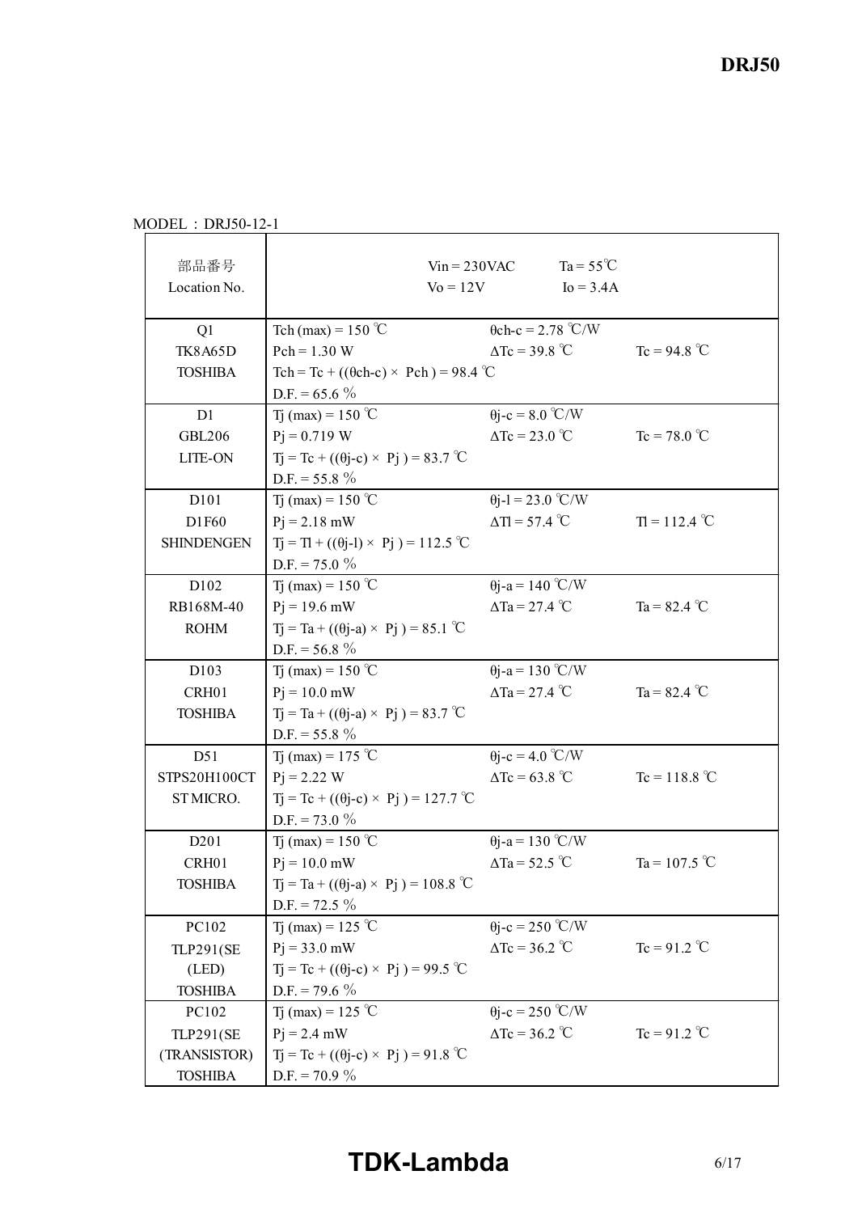MODEL : DRJ50-12-1

| 部品番号<br>Location No. | Vin = 230VAC　　Ta = 55℃<br>Vo = 12V　　Io = 3.4A | | |
|---|---|---|---|
| Q1<br>TK8A65D<br>TOSHIBA | Tch (max) = 150 ℃<br>Pch = 1.30 W<br>Tch = Tc + ((θch-c) × Pch ) = 98.4 ℃<br>D.F. = 65.6 % | θch-c = 2.78 ℃/W<br>ΔTc = 39.8 ℃ | <br>Tc = 94.8 ℃ |
| D1<br>GBL206<br>LITE-ON | Tj (max) = 150 ℃<br>Pj = 0.719 W<br>Tj = Tc + ((θj-c) × Pj ) = 83.7 ℃<br>D.F. = 55.8 % | θj-c = 8.0 ℃/W<br>ΔTc = 23.0 ℃ | <br>Tc = 78.0 ℃ |
| D101<br>D1F60<br>SHINDENGEN | Tj (max) = 150 ℃<br>Pj = 2.18 mW<br>Tj = Tl + ((θj-l) × Pj ) = 112.5 ℃<br>D.F. = 75.0 % | θj-l = 23.0 ℃/W<br>ΔTl = 57.4 ℃ | <br>Tl = 112.4 ℃ |
| D102<br>RB168M-40<br>ROHM | Tj (max) = 150 ℃<br>Pj = 19.6 mW<br>Tj = Ta + ((θj-a) × Pj ) = 85.1 ℃<br>D.F. = 56.8 % | θj-a = 140 ℃/W<br>ΔTa = 27.4 ℃ | <br>Ta = 82.4 ℃ |
| D103<br>CRH01<br>TOSHIBA | Tj (max) = 150 ℃<br>Pj = 10.0 mW<br>Tj = Ta + ((θj-a) × Pj ) = 83.7 ℃<br>D.F. = 55.8 % | θj-a = 130 ℃/W<br>ΔTa = 27.4 ℃ | <br>Ta = 82.4 ℃ |
| D51<br>STPS20H100CT<br>ST MICRO. | Tj (max) = 175 ℃<br>Pj = 2.22 W<br>Tj = Tc + ((θj-c) × Pj ) = 127.7 ℃<br>D.F. = 73.0 % | θj-c = 4.0 ℃/W<br>ΔTc = 63.8 ℃ | <br>Tc = 118.8 ℃ |
| D201<br>CRH01<br>TOSHIBA | Tj (max) = 150 ℃<br>Pj = 10.0 mW<br>Tj = Ta + ((θj-a) × Pj ) = 108.8 ℃<br>D.F. = 72.5 % | θj-a = 130 ℃/W<br>ΔTa = 52.5 ℃ | <br>Ta = 107.5 ℃ |
| PC102<br>TLP291(SE<br>(LED)<br>TOSHIBA | Tj (max) = 125 ℃<br>Pj = 33.0 mW<br>Tj = Tc + ((θj-c) × Pj ) = 99.5 ℃<br>D.F. = 79.6 % | θj-c = 250 ℃/W<br>ΔTc = 36.2 ℃ | <br>Tc = 91.2 ℃ |
| PC102<br>TLP291(SE<br>(TRANSISTOR)<br>TOSHIBA | Tj (max) = 125 ℃<br>Pj = 2.4 mW<br>Tj = Tc + ((θj-c) × Pj ) = 91.8 ℃<br>D.F. = 70.9 % | θj-c = 250 ℃/W<br>ΔTc = 36.2 ℃ | <br>Tc = 91.2 ℃ |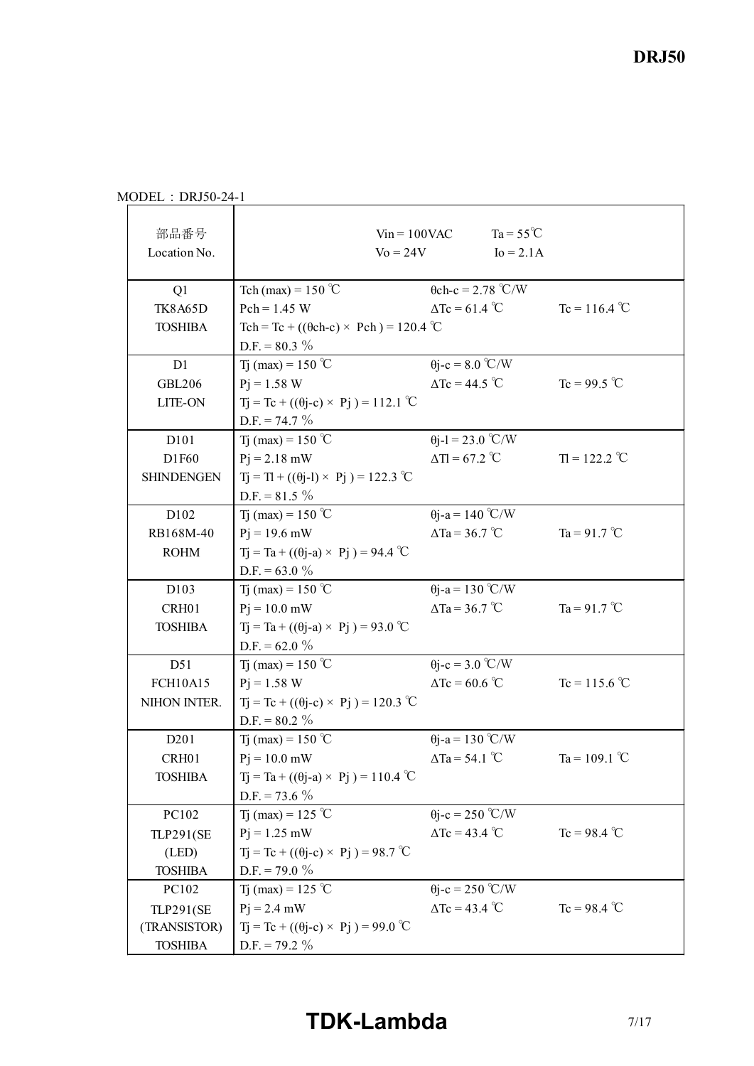MODEL : DRJ50-24-1

| 部品番号<br>Location No. | Vin = 100VAC　　Ta = 55℃<br>Vo = 24V　　Io = 2.1A | | |
|---|---|---|---|
| Q1<br>TK8A65D<br>TOSHIBA | Tch (max) = 150 ℃<br>Pch = 1.45 W<br>Tch = Tc + ((θch-c) × Pch ) = 120.4 ℃<br>D.F. = 80.3 % | θch-c = 2.78 ℃/W<br>ΔTc = 61.4 ℃ | <br>Tc = 116.4 ℃ |
| D1<br>GBL206<br>LITE-ON | Tj (max) = 150 ℃<br>Pj = 1.58 W<br>Tj = Tc + ((θj-c) × Pj ) = 112.1 ℃<br>D.F. = 74.7 % | θj-c = 8.0 ℃/W<br>ΔTc = 44.5 ℃ | <br>Tc = 99.5 ℃ |
| D101<br>D1F60<br>SHINDENGEN | Tj (max) = 150 ℃<br>Pj = 2.18 mW<br>Tj = Tl + ((θj-l) × Pj ) = 122.3 ℃<br>D.F. = 81.5 % | θj-l = 23.0 ℃/W<br>ΔTl = 67.2 ℃ | <br>Tl = 122.2 ℃ |
| D102<br>RB168M-40<br>ROHM | Tj (max) = 150 ℃<br>Pj = 19.6 mW<br>Tj = Ta + ((θj-a) × Pj ) = 94.4 ℃<br>D.F. = 63.0 % | θj-a = 140 ℃/W<br>ΔTa = 36.7 ℃ | <br>Ta = 91.7 ℃ |
| D103<br>CRH01<br>TOSHIBA | Tj (max) = 150 ℃<br>Pj = 10.0 mW<br>Tj = Ta + ((θj-a) × Pj ) = 93.0 ℃<br>D.F. = 62.0 % | θj-a = 130 ℃/W<br>ΔTa = 36.7 ℃ | <br>Ta = 91.7 ℃ |
| D51<br>FCH10A15<br>NIHON INTER. | Tj (max) = 150 ℃<br>Pj = 1.58 W<br>Tj = Tc + ((θj-c) × Pj ) = 120.3 ℃<br>D.F. = 80.2 % | θj-c = 3.0 ℃/W<br>ΔTc = 60.6 ℃ | <br>Tc = 115.6 ℃ |
| D201<br>CRH01<br>TOSHIBA | Tj (max) = 150 ℃<br>Pj = 10.0 mW<br>Tj = Ta + ((θj-a) × Pj ) = 110.4 ℃<br>D.F. = 73.6 % | θj-a = 130 ℃/W<br>ΔTa = 54.1 ℃ | <br>Ta = 109.1 ℃ |
| PC102<br>TLP291(SE<br>(LED)<br>TOSHIBA | Tj (max) = 125 ℃<br>Pj = 1.25 mW<br>Tj = Tc + ((θj-c) × Pj ) = 98.7 ℃<br>D.F. = 79.0 % | θj-c = 250 ℃/W<br>ΔTc = 43.4 ℃ | <br>Tc = 98.4 ℃ |
| PC102<br>TLP291(SE<br>(TRANSISTOR)<br>TOSHIBA | Tj (max) = 125 ℃<br>Pj = 2.4 mW<br>Tj = Tc + ((θj-c) × Pj ) = 99.0 ℃<br>D.F. = 79.2 % | θj-c = 250 ℃/W<br>ΔTc = 43.4 ℃ | <br>Tc = 98.4 ℃ |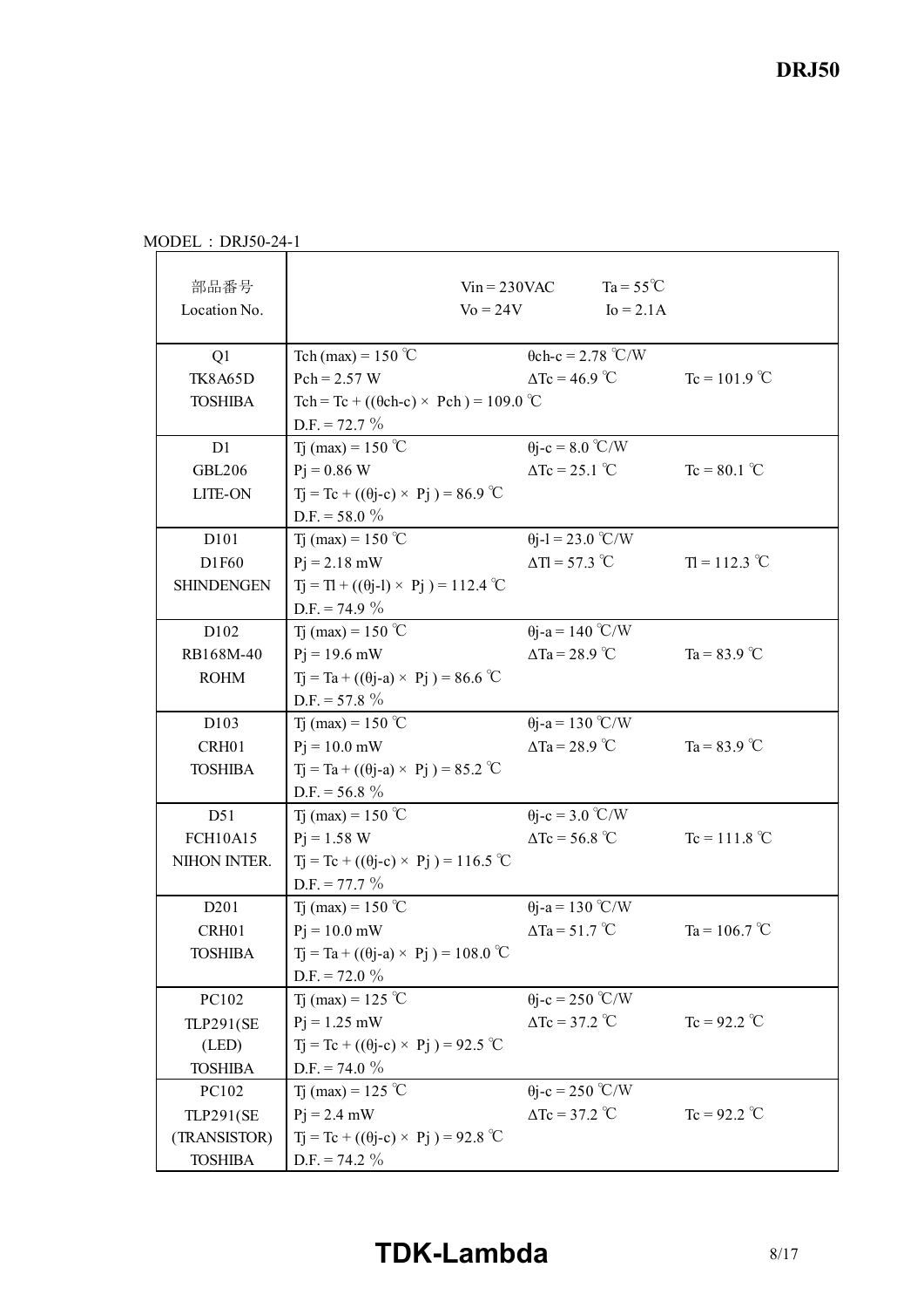MODEL : DRJ50-24-1

| 部品番号<br>Location No. | Vin = 230VAC　Ta = 55℃<br>Vo = 24V　Io = 2.1A | | |
|---|---|---|---|
| Q1<br>TK8A65D<br>TOSHIBA | Tch (max) = 150 ℃<br>Pch = 2.57 W<br>Tch = Tc + ((θch-c) × Pch ) = 109.0 ℃<br>D.F. = 72.7 % | θch-c = 2.78 ℃/W<br>ΔTc = 46.9 ℃ | <br>Tc = 101.9 ℃ |
| D1<br>GBL206<br>LITE-ON | Tj (max) = 150 ℃<br>Pj = 0.86 W<br>Tj = Tc + ((θj-c) × Pj ) = 86.9 ℃<br>D.F. = 58.0 % | θj-c = 8.0 ℃/W<br>ΔTc = 25.1 ℃ | <br>Tc = 80.1 ℃ |
| D101<br>D1F60<br>SHINDENGEN | Tj (max) = 150 ℃<br>Pj = 2.18 mW<br>Tj = Tl + ((θj-l) × Pj ) = 112.4 ℃<br>D.F. = 74.9 % | θj-l = 23.0 ℃/W<br>ΔTl = 57.3 ℃ | <br>Tl = 112.3 ℃ |
| D102<br>RB168M-40<br>ROHM | Tj (max) = 150 ℃<br>Pj = 19.6 mW<br>Tj = Ta + ((θj-a) × Pj ) = 86.6 ℃<br>D.F. = 57.8 % | θj-a = 140 ℃/W<br>ΔTa = 28.9 ℃ | <br>Ta = 83.9 ℃ |
| D103<br>CRH01<br>TOSHIBA | Tj (max) = 150 ℃<br>Pj = 10.0 mW<br>Tj = Ta + ((θj-a) × Pj ) = 85.2 ℃<br>D.F. = 56.8 % | θj-a = 130 ℃/W<br>ΔTa = 28.9 ℃ | <br>Ta = 83.9 ℃ |
| D51<br>FCH10A15<br>NIHON INTER. | Tj (max) = 150 ℃<br>Pj = 1.58 W<br>Tj = Tc + ((θj-c) × Pj ) = 116.5 ℃<br>D.F. = 77.7 % | θj-c = 3.0 ℃/W<br>ΔTc = 56.8 ℃ | <br>Tc = 111.8 ℃ |
| D201<br>CRH01<br>TOSHIBA | Tj (max) = 150 ℃<br>Pj = 10.0 mW<br>Tj = Ta + ((θj-a) × Pj ) = 108.0 ℃<br>D.F. = 72.0 % | θj-a = 130 ℃/W<br>ΔTa = 51.7 ℃ | <br>Ta = 106.7 ℃ |
| PC102<br>TLP291(SE<br>(LED)<br>TOSHIBA | Tj (max) = 125 ℃<br>Pj = 1.25 mW<br>Tj = Tc + ((θj-c) × Pj ) = 92.5 ℃<br>D.F. = 74.0 % | θj-c = 250 ℃/W<br>ΔTc = 37.2 ℃ | <br>Tc = 92.2 ℃ |
| PC102<br>TLP291(SE<br>(TRANSISTOR)<br>TOSHIBA | Tj (max) = 125 ℃<br>Pj = 2.4 mW<br>Tj = Tc + ((θj-c) × Pj ) = 92.8 ℃<br>D.F. = 74.2 % | θj-c = 250 ℃/W<br>ΔTc = 37.2 ℃ | <br>Tc = 92.2 ℃ |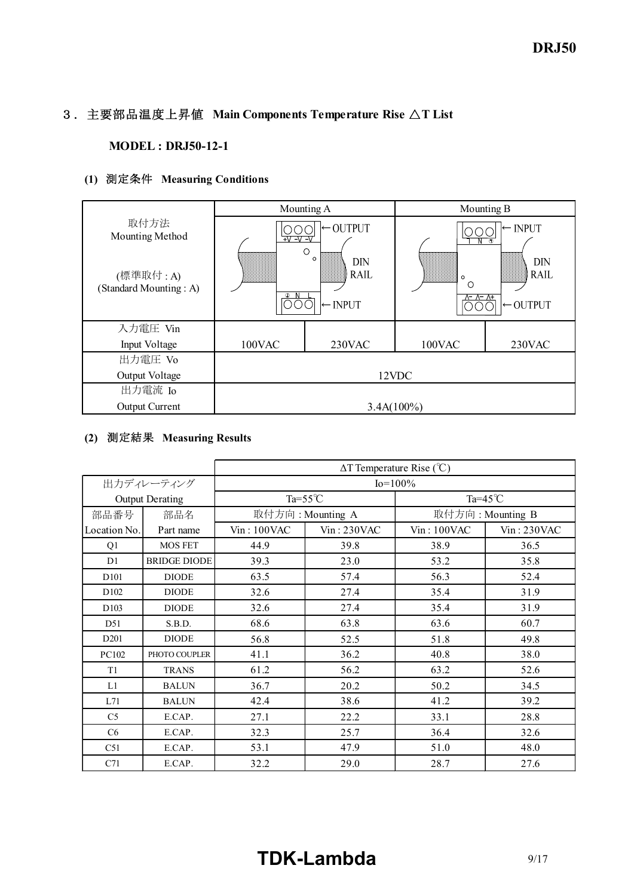## 3．主要部品温度上昇値 Main Components Temperature Rise △T List

**MODEL : DRJ50-12-1**

### (1) 測定条件 Measuring Conditions

| 取付方法 Mounting Method (標準取付 : A) (Standard Mounting : A) | Mounting A | | Mounting B | |
|---|---|---|---|---|
| | +V −V −V (OUTPUT) / DIN RAIL / ⏚ N L (INPUT) | | L N ⏚ (INPUT) / DIN RAIL / −V −V +V (OUTPUT) | |
| 入力電圧 Vin Input Voltage | 100VAC | 230VAC | 100VAC | 230VAC |
| 出力電圧 Vo Output Voltage | 12VDC | | | |
| 出力電流 Io Output Current | 3.4A(100%) | | | |

### (2) 測定結果 Measuring Results

| | | ΔT Temperature Rise (℃) | | | |
|---|---|---|---|---|---|
| 出力ディレーティング Output Derating | | Io=100% | | | |
| | | Ta=55℃ | | Ta=45℃ | |
| 部品番号 Location No. | 部品名 Part name | 取付方向 : Mounting A Vin : 100VAC | 取付方向 : Mounting A Vin : 230VAC | 取付方向 : Mounting B Vin : 100VAC | 取付方向 : Mounting B Vin : 230VAC |
| Q1 | MOS FET | 44.9 | 39.8 | 38.9 | 36.5 |
| D1 | BRIDGE DIODE | 39.3 | 23.0 | 53.2 | 35.8 |
| D101 | DIODE | 63.5 | 57.4 | 56.3 | 52.4 |
| D102 | DIODE | 32.6 | 27.4 | 35.4 | 31.9 |
| D103 | DIODE | 32.6 | 27.4 | 35.4 | 31.9 |
| D51 | S.B.D. | 68.6 | 63.8 | 63.6 | 60.7 |
| D201 | DIODE | 56.8 | 52.5 | 51.8 | 49.8 |
| PC102 | PHOTO COUPLER | 41.1 | 36.2 | 40.8 | 38.0 |
| T1 | TRANS | 61.2 | 56.2 | 63.2 | 52.6 |
| L1 | BALUN | 36.7 | 20.2 | 50.2 | 34.5 |
| L71 | BALUN | 42.4 | 38.6 | 41.2 | 39.2 |
| C5 | E.CAP. | 27.1 | 22.2 | 33.1 | 28.8 |
| C6 | E.CAP. | 32.3 | 25.7 | 36.4 | 32.6 |
| C51 | E.CAP. | 53.1 | 47.9 | 51.0 | 48.0 |
| C71 | E.CAP. | 32.2 | 29.0 | 28.7 | 27.6 |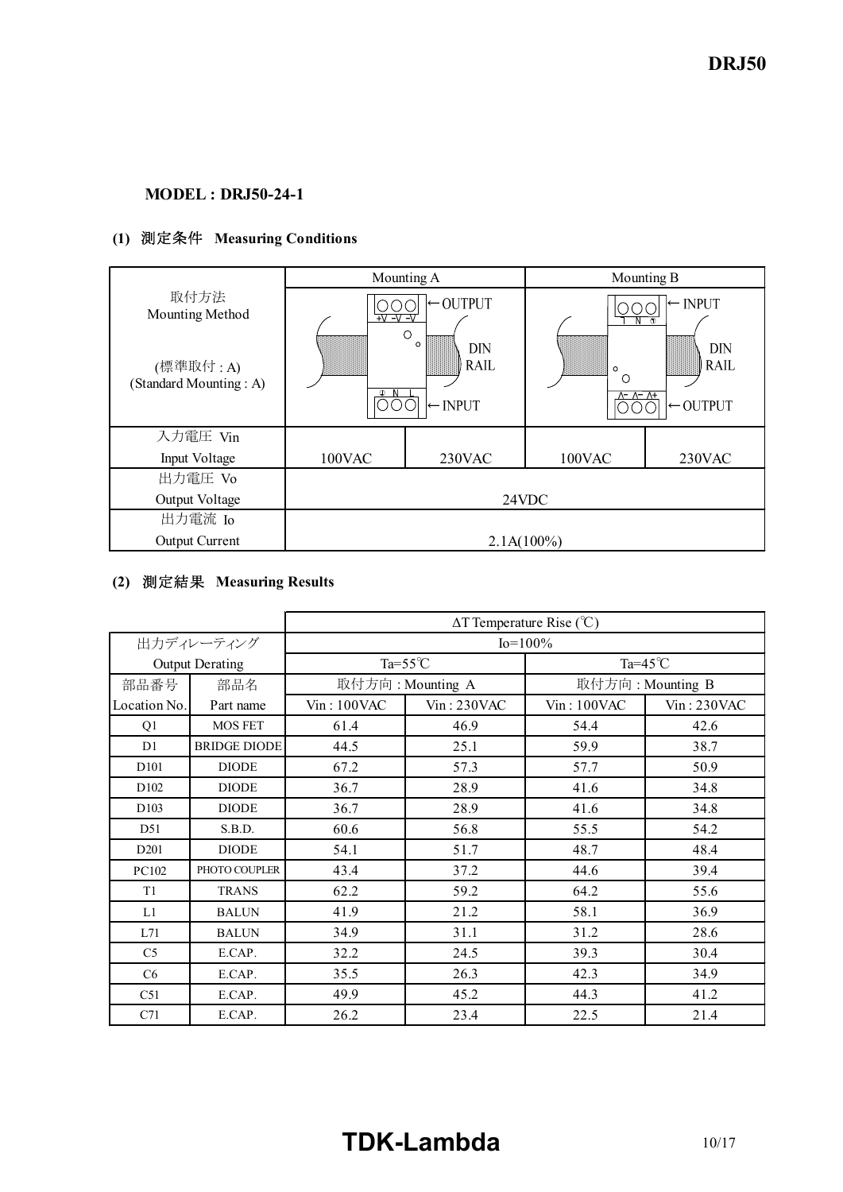**MODEL : DRJ50-24-1**

**(1) 測定条件 Measuring Conditions**

| | Mounting A | | Mounting B | |
|---|---|---|---|---|
| 取付方法<br>Mounting Method<br><br>(標準取付 : A)<br>(Standard Mounting : A) | ← OUTPUT<br>DIN RAIL<br>← INPUT | | ← INPUT<br>DIN RAIL<br>← OUTPUT | |
| 入力電圧 Vin<br>Input Voltage | 100VAC | 230VAC | 100VAC | 230VAC |
| 出力電圧 Vo<br>Output Voltage | 24VDC | | | |
| 出力電流 Io<br>Output Current | 2.1A(100%) | | | |

**(2) 測定結果 Measuring Results**

| | | ΔT Temperature Rise (℃) | | | |
|---|---|---|---|---|---|
| 出力ディレーティング<br>Output Derating | | Io=100% | | | |
| | | Ta=55℃ | | Ta=45℃ | |
| 部品番号 | 部品名 | 取付方向 : Mounting A | | 取付方向 : Mounting B | |
| Location No. | Part name | Vin : 100VAC | Vin : 230VAC | Vin : 100VAC | Vin : 230VAC |
| Q1 | MOS FET | 61.4 | 46.9 | 54.4 | 42.6 |
| D1 | BRIDGE DIODE | 44.5 | 25.1 | 59.9 | 38.7 |
| D101 | DIODE | 67.2 | 57.3 | 57.7 | 50.9 |
| D102 | DIODE | 36.7 | 28.9 | 41.6 | 34.8 |
| D103 | DIODE | 36.7 | 28.9 | 41.6 | 34.8 |
| D51 | S.B.D. | 60.6 | 56.8 | 55.5 | 54.2 |
| D201 | DIODE | 54.1 | 51.7 | 48.7 | 48.4 |
| PC102 | PHOTO COUPLER | 43.4 | 37.2 | 44.6 | 39.4 |
| T1 | TRANS | 62.2 | 59.2 | 64.2 | 55.6 |
| L1 | BALUN | 41.9 | 21.2 | 58.1 | 36.9 |
| L71 | BALUN | 34.9 | 31.1 | 31.2 | 28.6 |
| C5 | E.CAP. | 32.2 | 24.5 | 39.3 | 30.4 |
| C6 | E.CAP. | 35.5 | 26.3 | 42.3 | 34.9 |
| C51 | E.CAP. | 49.9 | 45.2 | 44.3 | 41.2 |
| C71 | E.CAP. | 26.2 | 23.4 | 22.5 | 21.4 |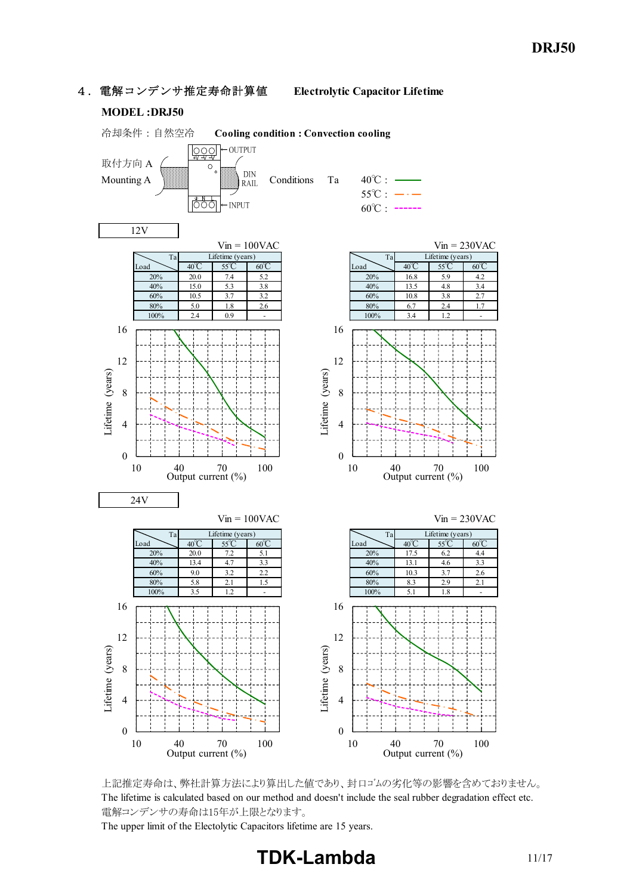## 4．電解コンデンサ推定寿命計算値　Electrolytic Capacitor Lifetime

**MODEL :DRJ50**

冷却条件：自然空冷　**Cooling condition : Convection cooling**

取付方向 A
Mounting A

Conditions　Ta　40℃ : ——　55℃ : —·—　60℃ : ------

### 12V

Vin = 100VAC

| Load \ Ta | Lifetime (years) 40℃ | 55℃ | 60℃ |
|---|---|---|---|
| 20% | 20.0 | 7.4 | 5.2 |
| 40% | 15.0 | 5.3 | 3.8 |
| 60% | 10.5 | 3.7 | 3.2 |
| 80% | 5.0 | 1.8 | 2.6 |
| 100% | 2.4 | 0.9 | - |

Vin = 230VAC

| Load \ Ta | Lifetime (years) 40℃ | 55℃ | 60℃ |
|---|---|---|---|
| 20% | 16.8 | 5.9 | 4.2 |
| 40% | 13.5 | 4.8 | 3.4 |
| 60% | 10.8 | 3.8 | 2.7 |
| 80% | 6.7 | 2.4 | 1.7 |
| 100% | 3.4 | 1.2 | - |

### 24V

Vin = 100VAC

| Load \ Ta | Lifetime (years) 40℃ | 55℃ | 60℃ |
|---|---|---|---|
| 20% | 20.0 | 7.2 | 5.1 |
| 40% | 13.4 | 4.7 | 3.3 |
| 60% | 9.0 | 3.2 | 2.2 |
| 80% | 5.8 | 2.1 | 1.5 |
| 100% | 3.5 | 1.2 | - |

Vin = 230VAC

| Load \ Ta | Lifetime (years) 40℃ | 55℃ | 60℃ |
|---|---|---|---|
| 20% | 17.5 | 6.2 | 4.4 |
| 40% | 13.1 | 4.6 | 3.3 |
| 60% | 10.3 | 3.7 | 2.6 |
| 80% | 8.3 | 2.9 | 2.1 |
| 100% | 5.1 | 1.8 | - |

上記推定寿命は、弊社計算方法により算出した値であり、封ロゴムの劣化等の影響を含めておりません。
The lifetime is calculated based on our method and doesn't include the seal rubber degradation effect etc.
電解コンデンサの寿命は15年が上限となります。
The upper limit of the Electolytic Capacitors lifetime are 15 years.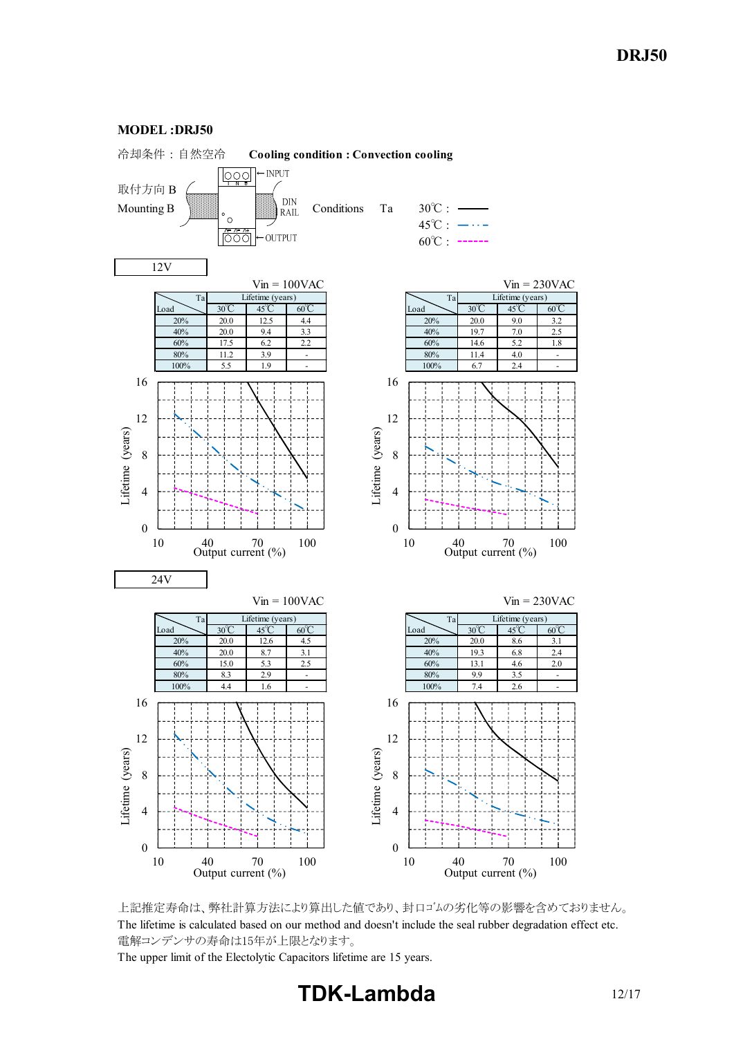## MODEL :DRJ50

冷却条件：自然空冷　　**Cooling condition : Convection cooling**

取付方向 B
Mounting B

Conditions　Ta　30℃ : ——　45℃ : —··—　60℃ : ------

### 12V

Vin = 100VAC

| Load \ Ta | Lifetime (years) | | |
|---|---|---|---|
| | 30℃ | 45℃ | 60℃ |
| 20% | 20.0 | 12.5 | 4.4 |
| 40% | 20.0 | 9.4 | 3.3 |
| 60% | 17.5 | 6.2 | 2.2 |
| 80% | 11.2 | 3.9 | - |
| 100% | 5.5 | 1.9 | - |

Vin = 230VAC

| Load \ Ta | Lifetime (years) | | |
|---|---|---|---|
| | 30℃ | 45℃ | 60℃ |
| 20% | 20.0 | 9.0 | 3.2 |
| 40% | 19.7 | 7.0 | 2.5 |
| 60% | 14.6 | 5.2 | 1.8 |
| 80% | 11.4 | 4.0 | - |
| 100% | 6.7 | 2.4 | - |

### 24V

Vin = 100VAC

| Load \ Ta | Lifetime (years) | | |
|---|---|---|---|
| | 30℃ | 45℃ | 60℃ |
| 20% | 20.0 | 12.6 | 4.5 |
| 40% | 20.0 | 8.7 | 3.1 |
| 60% | 15.0 | 5.3 | 2.5 |
| 80% | 8.3 | 2.9 | - |
| 100% | 4.4 | 1.6 | - |

Vin = 230VAC

| Load \ Ta | Lifetime (years) | | |
|---|---|---|---|
| | 30℃ | 45℃ | 60℃ |
| 20% | 20.0 | 8.6 | 3.1 |
| 40% | 19.3 | 6.8 | 2.4 |
| 60% | 13.1 | 4.6 | 2.0 |
| 80% | 9.9 | 3.5 | - |
| 100% | 7.4 | 2.6 | - |

上記推定寿命は、弊社計算方法により算出した値であり、封口ゴムの劣化等の影響を含めておりません。
The lifetime is calculated based on our method and doesn't include the seal rubber degradation effect etc.
電解コンデンサの寿命は15年が上限となります。
The upper limit of the Electolytic Capacitors lifetime are 15 years.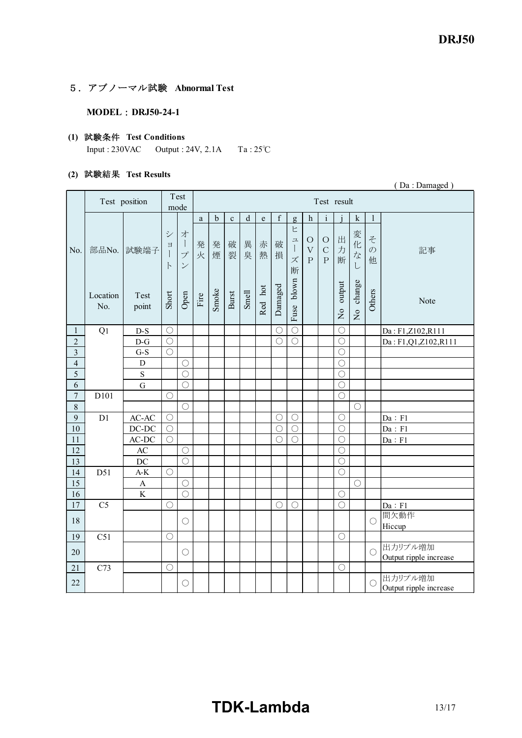## 5．アブノーマル試験　Abnormal Test

**MODEL：DRJ50-24-1**

**(1) 試験条件　Test Conditions**

Input : 230VAC　　Output : 24V, 2.1A　　Ta : 25℃

**(2) 試験結果　Test Results**

( Da : Damaged )

| No. | Test position | | Test mode | | Test result | | | | | | | | | | | | |
|---|---|---|---|---|---|---|---|---|---|---|---|---|---|---|---|---|---|
| | | | | | a | b | c | d | e | f | g | h | i | j | k | l | |
| No. | 部品No.<br>Location No. | 試験端子<br>Test point | ショート<br>Short | オープン<br>Open | 発火<br>Fire | 発煙<br>Smoke | 破裂<br>Burst | 異臭<br>Smell | 赤熱<br>Red hot | 破損<br>Damaged | ヒューズ断<br>Fuse blown | OVP | OCP | 出力断<br>No output | 変化なし<br>No change | その他<br>Others | 記事<br>Note |
| 1 | Q1 | D-S | ○ | | | | | | | ○ | ○ | | | ○ | | | Da : F1,Z102,R111 |
| 2 | | D-G | ○ | | | | | | | ○ | ○ | | | ○ | | | Da : F1,Q1,Z102,R111 |
| 3 | | G-S | ○ | | | | | | | | | | | ○ | | | |
| 4 | | D | | ○ | | | | | | | | | | ○ | | | |
| 5 | | S | | ○ | | | | | | | | | | ○ | | | |
| 6 | | G | | ○ | | | | | | | | | | ○ | | | |
| 7 | D101 | | ○ | | | | | | | | | | | ○ | | | |
| 8 | | | | ○ | | | | | | | | | | | ○ | | |
| 9 | D1 | AC-AC | ○ | | | | | | | ○ | ○ | | | ○ | | | Da：F1 |
| 10 | | DC-DC | ○ | | | | | | | ○ | ○ | | | ○ | | | Da：F1 |
| 11 | | AC-DC | ○ | | | | | | | ○ | ○ | | | ○ | | | Da：F1 |
| 12 | | AC | | ○ | | | | | | | | | | ○ | | | |
| 13 | | DC | | ○ | | | | | | | | | | ○ | | | |
| 14 | D51 | A-K | ○ | | | | | | | | | | | ○ | | | |
| 15 | | A | | ○ | | | | | | | | | | | ○ | | |
| 16 | | K | | ○ | | | | | | | | | | ○ | | | |
| 17 | C5 | | ○ | | | | | | | ○ | ○ | | | ○ | | | Da：F1 |
| 18 | | | | ○ | | | | | | | | | | | | ○ | 間欠動作<br>Hiccup |
| 19 | C51 | | ○ | | | | | | | | | | | ○ | | | |
| 20 | | | | ○ | | | | | | | | | | | | ○ | 出力リプル増加<br>Output ripple increase |
| 21 | C73 | | ○ | | | | | | | | | | | ○ | | | |
| 22 | | | | ○ | | | | | | | | | | | | ○ | 出力リプル増加<br>Output ripple increase |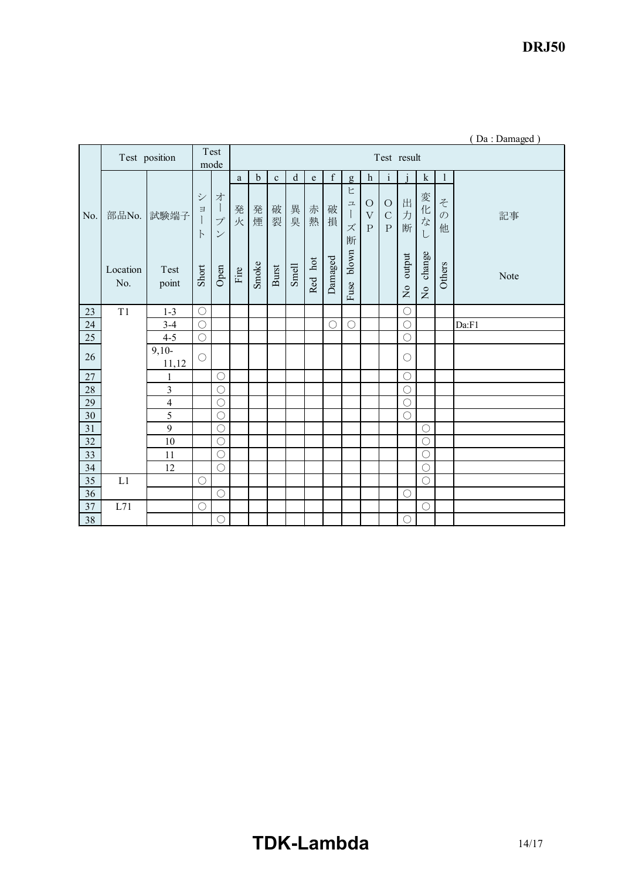( Da : Damaged )

| No. | Test position | | Test mode | | Test result | | | | | | | | | | | | |
|---|---|---|---|---|---|---|---|---|---|---|---|---|---|---|---|---|---|
| | | | | | a | b | c | d | e | f | g | h | i | j | k | l | |
| | 部品No. | 試験端子 | ショート | オープン | 発火 | 発煙 | 破裂 | 異臭 | 赤熱 | 破損 | ヒューズ断 | OVP | OCP | 出力断 | 変化なし | その他 | 記事 |
| | Location No. | Test point | Short | Open | Fire | Smoke | Burst | Smell | Red hot | Damaged | Fuse blown | | | No output | No change | Others | Note |
| 23 | T1 | 1-3 | ○ | | | | | | | | | | | ○ | | | |
| 24 | | 3-4 | ○ | | | | | | | ○ | ○ | | | ○ | | | Da:F1 |
| 25 | | 4-5 | ○ | | | | | | | | | | | ○ | | | |
| 26 | | 9,10-11,12 | ○ | | | | | | | | | | | ○ | | | |
| 27 | | 1 | | ○ | | | | | | | | | | ○ | | | |
| 28 | | 3 | | ○ | | | | | | | | | | ○ | | | |
| 29 | | 4 | | ○ | | | | | | | | | | ○ | | | |
| 30 | | 5 | | ○ | | | | | | | | | | ○ | | | |
| 31 | | 9 | | ○ | | | | | | | | | | | ○ | | |
| 32 | | 10 | | ○ | | | | | | | | | | | ○ | | |
| 33 | | 11 | | ○ | | | | | | | | | | | ○ | | |
| 34 | | 12 | | ○ | | | | | | | | | | | ○ | | |
| 35 | L1 | | ○ | | | | | | | | | | | | ○ | | |
| 36 | | | | ○ | | | | | | | | | | ○ | | | |
| 37 | L71 | | ○ | | | | | | | | | | | | ○ | | |
| 38 | | | | ○ | | | | | | | | | | ○ | | | |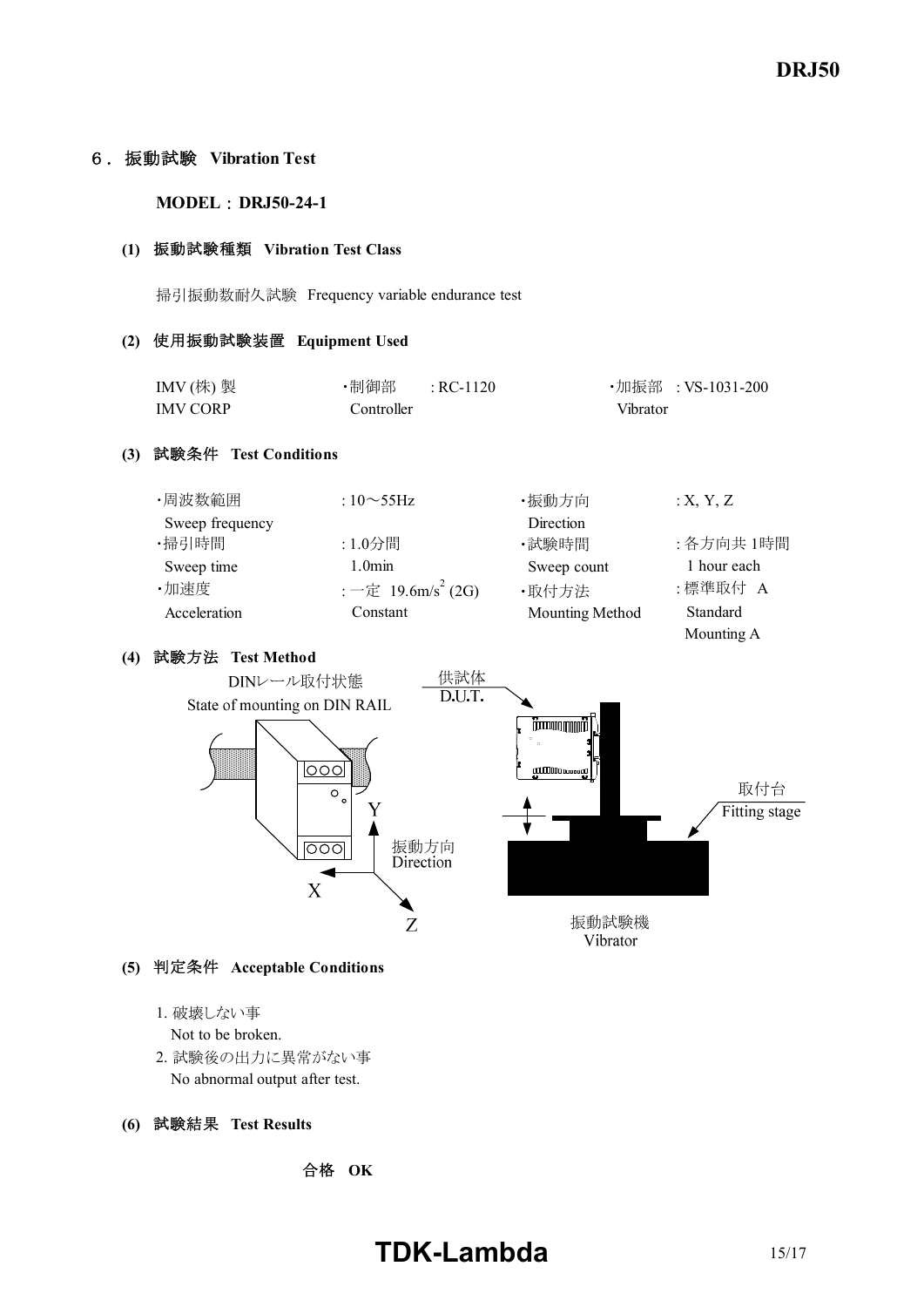## ６．振動試験　Vibration Test

**MODEL：DRJ50-24-1**

**(1) 振動試験種類　Vibration Test Class**

掃引振動数耐久試験　Frequency variable endurance test

**(2) 使用振動試験装置　Equipment Used**

| | | |
|---|---|---|
| IMV (株) 製<br>IMV CORP | ・制御部　: RC-1120<br>Controller | ・加振部　: VS-1031-200<br>Vibrator |

**(3) 試験条件　Test Conditions**

| | | | |
|---|---|---|---|
| ・周波数範囲<br>Sweep frequency | : 10～55Hz | ・振動方向<br>Direction | : X, Y, Z |
| ・掃引時間<br>Sweep time | : 1.0分間<br>1.0min | ・試験時間<br>Sweep count | : 各方向共 1時間<br>1 hour each |
| ・加速度<br>Acceleration | : 一定　$19.6m/s^2$ (2G)<br>Constant | ・取付方法<br>Mounting Method | : 標準取付　A<br>Standard Mounting A |

**(4) 試験方法　Test Method**

DINレール取付状態
State of mounting on DIN RAIL

供試体
D.U.T.

振動方向
Direction

X　Y　Z

取付台
Fitting stage

振動試験機
Vibrator

**(5) 判定条件　Acceptable Conditions**

1. 破壊しない事
   Not to be broken.
2. 試験後の出力に異常がない事
   No abnormal output after test.

**(6) 試験結果　Test Results**

**合格　OK**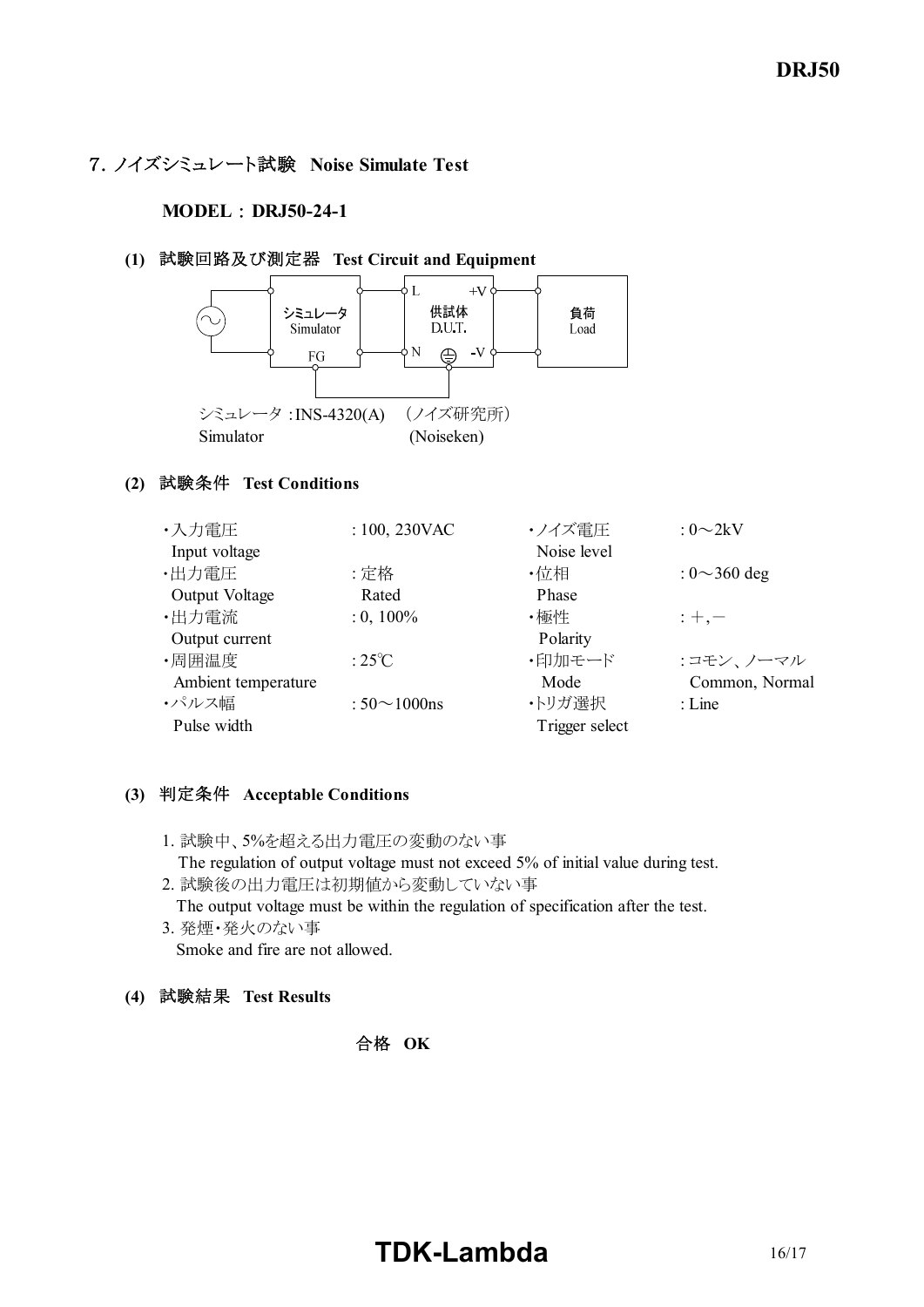## 7. ノイズシミュレート試験　Noise Simulate Test

**MODEL：DRJ50-24-1**

### (1) 試験回路及び測定器　Test Circuit and Equipment

シミュレータ Simulator ―― 供試体 D.U.T. (L, N, +V, -V) ―― 負荷 Load

シミュレータ：INS-4320(A)　（ノイズ研究所）
Simulator　　　　　　　　　(Noiseken)

### (2) 試験条件　Test Conditions

| | | | |
|---|---|---|---|
| ・入力電圧 Input voltage | : 100, 230VAC | ・ノイズ電圧 Noise level | : 0～2kV |
| ・出力電圧 Output Voltage | : 定格 Rated | ・位相 Phase | : 0～360 deg |
| ・出力電流 Output current | : 0, 100% | ・極性 Polarity | : ＋,－ |
| ・周囲温度 Ambient temperature | : 25℃ | ・印加モード Mode | : コモン、ノーマル Common, Normal |
| ・パルス幅 Pulse width | : 50～1000ns | ・トリガ選択 Trigger select | : Line |

### (3) 判定条件　Acceptable Conditions

1. 試験中、5%を超える出力電圧の変動のない事
   The regulation of output voltage must not exceed 5% of initial value during test.
2. 試験後の出力電圧は初期値から変動していない事
   The output voltage must be within the regulation of specification after the test.
3. 発煙・発火のない事
   Smoke and fire are not allowed.

### (4) 試験結果　Test Results

**合格　OK**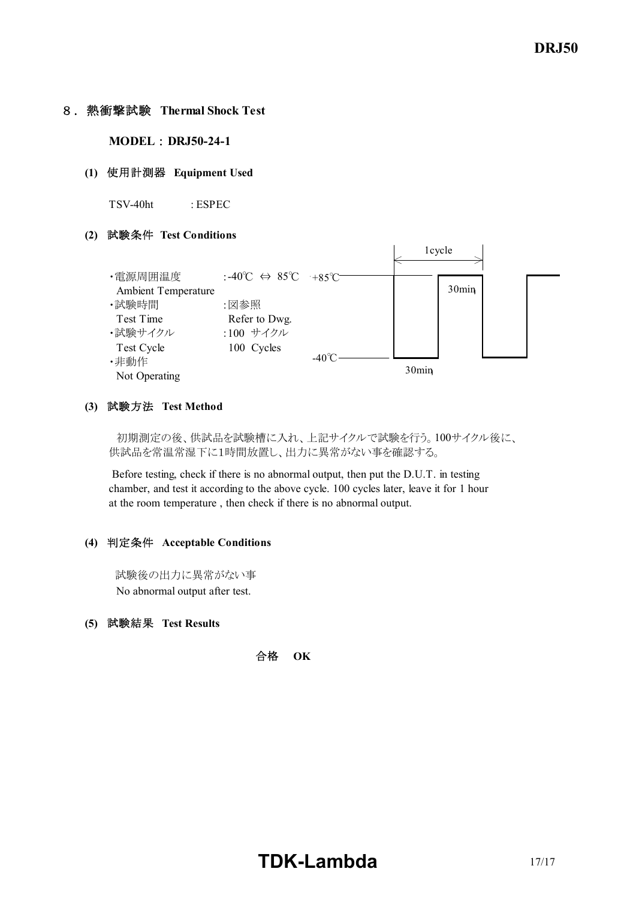## ８．熱衝撃試験　Thermal Shock Test

**MODEL：DRJ50-24-1**

**(1) 使用計測器　Equipment Used**

TSV-40ht　　　: ESPEC

**(2) 試験条件　Test Conditions**

・電源周囲温度　　　:-40℃ ⇔ 85℃
　Ambient Temperature
・試験時間　　　　　:図参照
　Test Time　　　　　Refer to Dwg.
・試験サイクル　　　:100 サイクル
　Test Cycle　　　　　100 Cycles
・非動作
　Not Operating

1cycle
+85℃
30min
-40℃
30min

**(3) 試験方法　Test Method**

初期測定の後、供試品を試験槽に入れ、上記サイクルで試験を行う。100サイクル後に、供試品を常温常湿下に1時間放置し、出力に異常がない事を確認する。

Before testing, check if there is no abnormal output, then put the D.U.T. in testing chamber, and test it according to the above cycle. 100 cycles later, leave it for 1 hour at the room temperature , then check if there is no abnormal output.

**(4) 判定条件　Acceptable Conditions**

試験後の出力に異常がない事
No abnormal output after test.

**(5) 試験結果　Test Results**

合格　**OK**